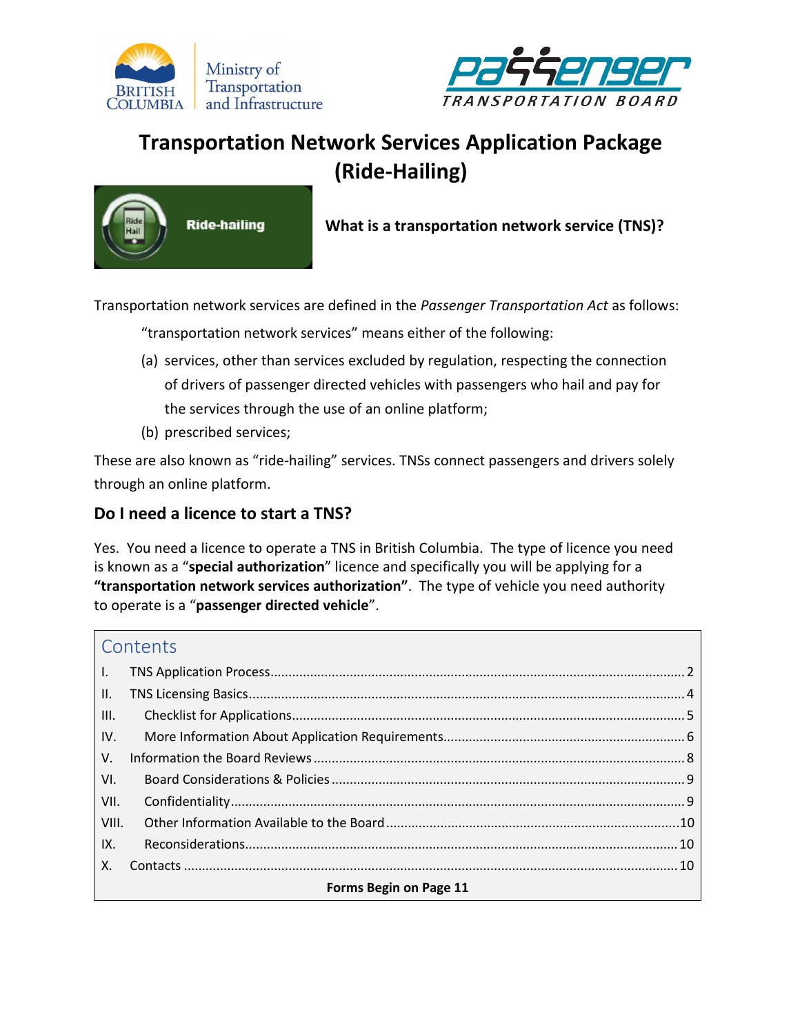# Transportation Network Services Application Package (Ride-Hailing)

## What is a transportation network service (TNS)?

Transportation network services are defined in the *Passenger Transportation Act* as follows:

> "transportation network services" means either of the following:
>
> (a) services, other than services excluded by regulation, respecting the connection of drivers of passenger directed vehicles with passengers who hail and pay for the services through the use of an online platform;
>
> (b) prescribed services;

These are also known as "ride-hailing" services. TNSs connect passengers and drivers solely through an online platform.

## Do I need a licence to start a TNS?

Yes. You need a licence to operate a TNS in British Columbia. The type of licence you need is known as a "**special authorization**" licence and specifically you will be applying for a **"transportation network services authorization"**. The type of vehicle you need authority to operate is a "**passenger directed vehicle**".

## Contents

| | | |
|---|---|---|
| I. | TNS Application Process | 2 |
| II. | TNS Licensing Basics | 4 |
| III. | Checklist for Applications | 5 |
| IV. | More Information About Application Requirements | 6 |
| V. | Information the Board Reviews | 8 |
| VI. | Board Considerations & Policies | 9 |
| VII. | Confidentiality | 9 |
| VIII. | Other Information Available to the Board | 10 |
| IX. | Reconsiderations | 10 |
| X. | Contacts | 10 |

**Forms Begin on Page 11**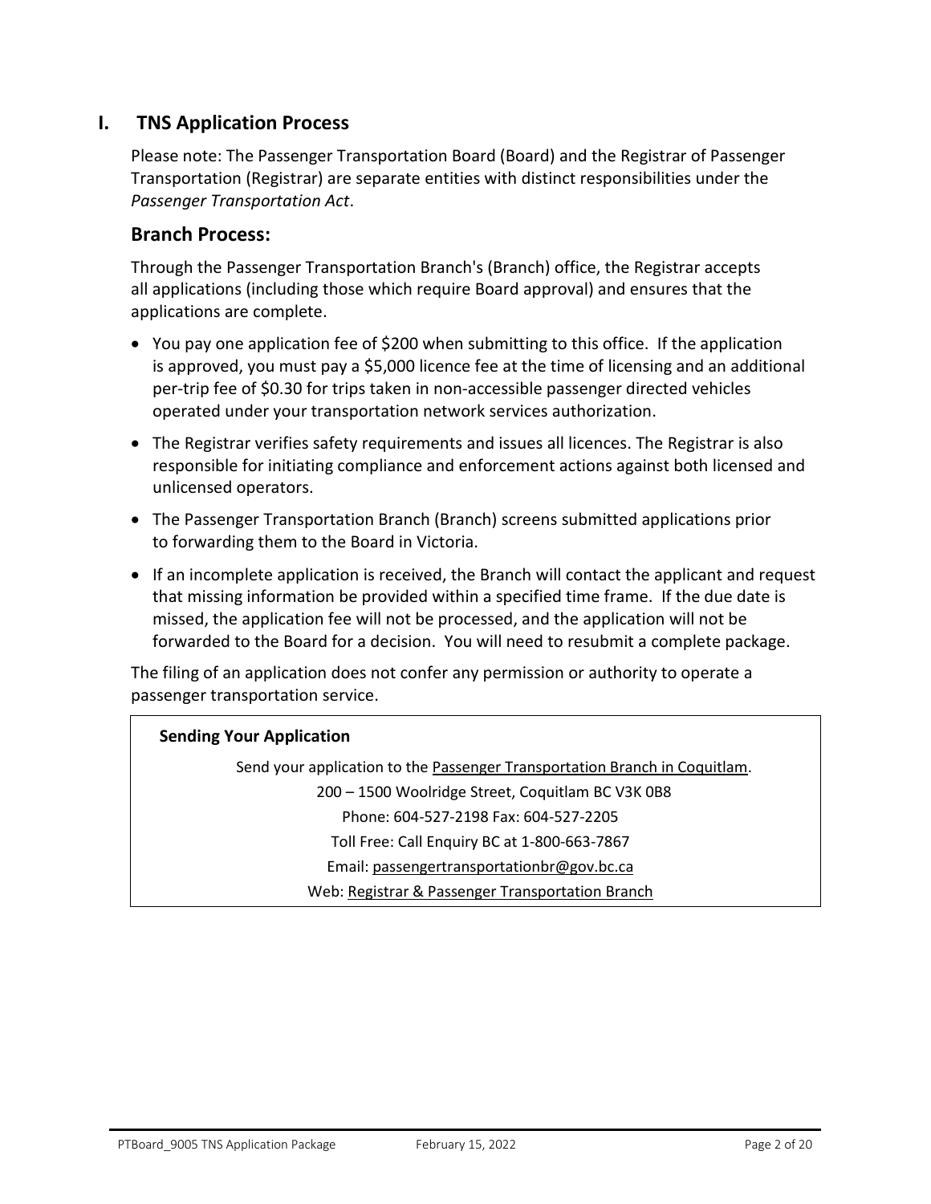## I. TNS Application Process

Please note: The Passenger Transportation Board (Board) and the Registrar of Passenger Transportation (Registrar) are separate entities with distinct responsibilities under the *Passenger Transportation Act*.

### Branch Process:

Through the Passenger Transportation Branch's (Branch) office, the Registrar accepts all applications (including those which require Board approval) and ensures that the applications are complete.

- You pay one application fee of $200 when submitting to this office. If the application is approved, you must pay a $5,000 licence fee at the time of licensing and an additional per-trip fee of $0.30 for trips taken in non-accessible passenger directed vehicles operated under your transportation network services authorization.
- The Registrar verifies safety requirements and issues all licences. The Registrar is also responsible for initiating compliance and enforcement actions against both licensed and unlicensed operators.
- The Passenger Transportation Branch (Branch) screens submitted applications prior to forwarding them to the Board in Victoria.
- If an incomplete application is received, the Branch will contact the applicant and request that missing information be provided within a specified time frame. If the due date is missed, the application fee will not be processed, and the application will not be forwarded to the Board for a decision. You will need to resubmit a complete package.

The filing of an application does not confer any permission or authority to operate a passenger transportation service.

**Sending Your Application**

Send your application to the Passenger Transportation Branch in Coquitlam.

200 – 1500 Woolridge Street, Coquitlam BC V3K 0B8

Phone: 604-527-2198 Fax: 604-527-2205

Toll Free: Call Enquiry BC at 1-800-663-7867

Email: passengertransportationbr@gov.bc.ca

Web: Registrar & Passenger Transportation Branch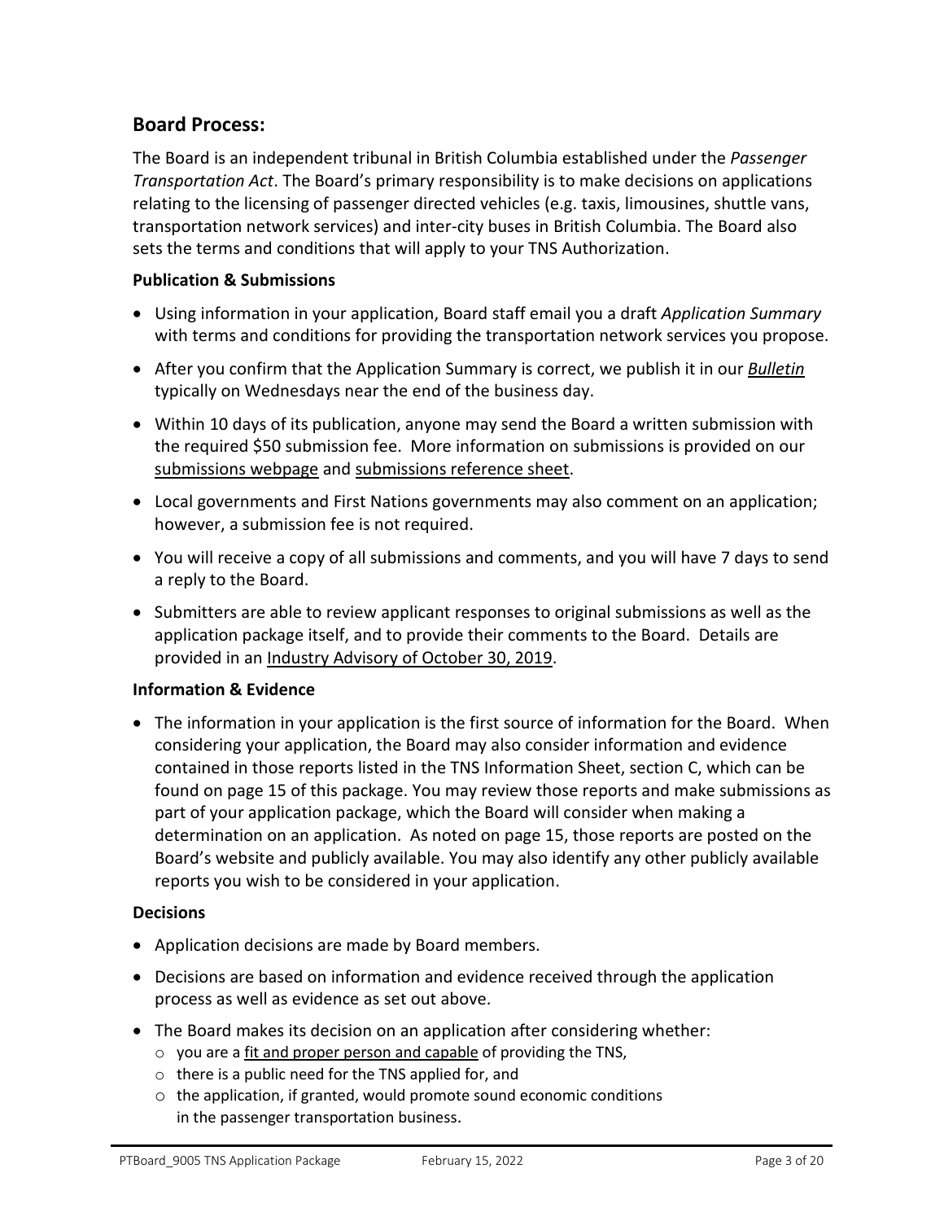## Board Process:

The Board is an independent tribunal in British Columbia established under the *Passenger Transportation Act*. The Board's primary responsibility is to make decisions on applications relating to the licensing of passenger directed vehicles (e.g. taxis, limousines, shuttle vans, transportation network services) and inter-city buses in British Columbia. The Board also sets the terms and conditions that will apply to your TNS Authorization.

### Publication & Submissions

- Using information in your application, Board staff email you a draft *Application Summary* with terms and conditions for providing the transportation network services you propose.
- After you confirm that the Application Summary is correct, we publish it in our ***Bulletin*** typically on Wednesdays near the end of the business day.
- Within 10 days of its publication, anyone may send the Board a written submission with the required $50 submission fee. More information on submissions is provided on our submissions webpage and submissions reference sheet.
- Local governments and First Nations governments may also comment on an application; however, a submission fee is not required.
- You will receive a copy of all submissions and comments, and you will have 7 days to send a reply to the Board.
- Submitters are able to review applicant responses to original submissions as well as the application package itself, and to provide their comments to the Board. Details are provided in an Industry Advisory of October 30, 2019.

### Information & Evidence

- The information in your application is the first source of information for the Board. When considering your application, the Board may also consider information and evidence contained in those reports listed in the TNS Information Sheet, section C, which can be found on page 15 of this package. You may review those reports and make submissions as part of your application package, which the Board will consider when making a determination on an application. As noted on page 15, those reports are posted on the Board's website and publicly available. You may also identify any other publicly available reports you wish to be considered in your application.

### Decisions

- Application decisions are made by Board members.
- Decisions are based on information and evidence received through the application process as well as evidence as set out above.
- The Board makes its decision on an application after considering whether:
  - you are a fit and proper person and capable of providing the TNS,
  - there is a public need for the TNS applied for, and
  - the application, if granted, would promote sound economic conditions in the passenger transportation business.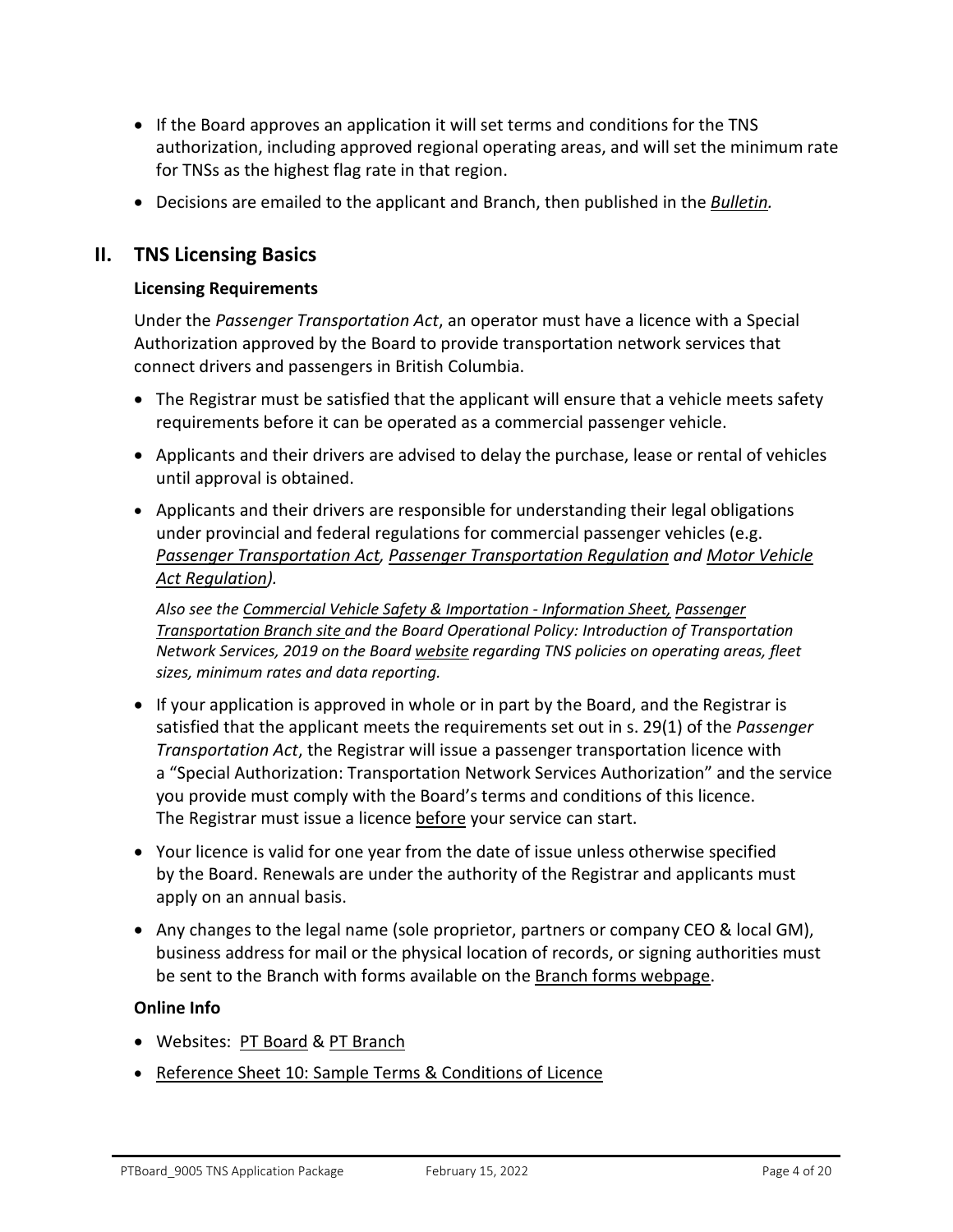- If the Board approves an application it will set terms and conditions for the TNS authorization, including approved regional operating areas, and will set the minimum rate for TNSs as the highest flag rate in that region.
- Decisions are emailed to the applicant and Branch, then published in the *Bulletin.*

## II. TNS Licensing Basics

### Licensing Requirements

Under the *Passenger Transportation Act*, an operator must have a licence with a Special Authorization approved by the Board to provide transportation network services that connect drivers and passengers in British Columbia.

- The Registrar must be satisfied that the applicant will ensure that a vehicle meets safety requirements before it can be operated as a commercial passenger vehicle.
- Applicants and their drivers are advised to delay the purchase, lease or rental of vehicles until approval is obtained.
- Applicants and their drivers are responsible for understanding their legal obligations under provincial and federal regulations for commercial passenger vehicles (e.g. *Passenger Transportation Act, Passenger Transportation Regulation and Motor Vehicle Act Regulation).*

  *Also see the Commercial Vehicle Safety & Importation - Information Sheet, Passenger Transportation Branch site and the Board Operational Policy: Introduction of Transportation Network Services, 2019 on the Board website regarding TNS policies on operating areas, fleet sizes, minimum rates and data reporting.*

- If your application is approved in whole or in part by the Board, and the Registrar is satisfied that the applicant meets the requirements set out in s. 29(1) of the *Passenger Transportation Act*, the Registrar will issue a passenger transportation licence with a "Special Authorization: Transportation Network Services Authorization" and the service you provide must comply with the Board's terms and conditions of this licence. The Registrar must issue a licence before your service can start.
- Your licence is valid for one year from the date of issue unless otherwise specified by the Board. Renewals are under the authority of the Registrar and applicants must apply on an annual basis.
- Any changes to the legal name (sole proprietor, partners or company CEO & local GM), business address for mail or the physical location of records, or signing authorities must be sent to the Branch with forms available on the Branch forms webpage.

### Online Info

- Websites: PT Board & PT Branch
- Reference Sheet 10: Sample Terms & Conditions of Licence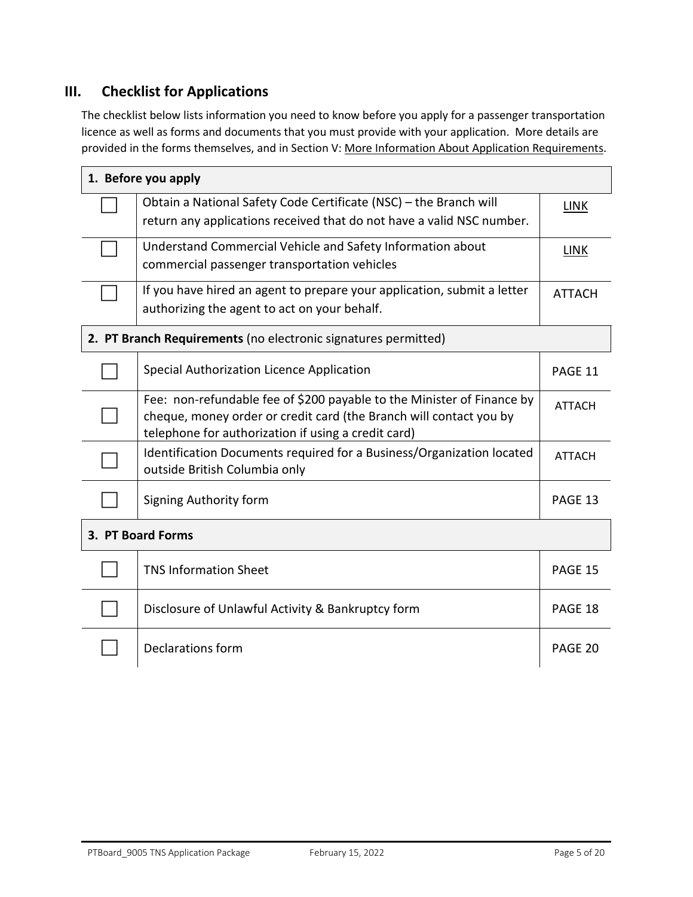## III. Checklist for Applications

The checklist below lists information you need to know before you apply for a passenger transportation licence as well as forms and documents that you must provide with your application. More details are provided in the forms themselves, and in Section V: More Information About Application Requirements.

| | | |
|---|---|---|
| **1. Before you apply** | | |
| ☐ | Obtain a National Safety Code Certificate (NSC) – the Branch will return any applications received that do not have a valid NSC number. | LINK |
| ☐ | Understand Commercial Vehicle and Safety Information about commercial passenger transportation vehicles | LINK |
| ☐ | If you have hired an agent to prepare your application, submit a letter authorizing the agent to act on your behalf. | ATTACH |
| **2. PT Branch Requirements** (no electronic signatures permitted) | | |
| ☐ | Special Authorization Licence Application | PAGE 11 |
| ☐ | Fee: non-refundable fee of $200 payable to the Minister of Finance by cheque, money order or credit card (the Branch will contact you by telephone for authorization if using a credit card) | ATTACH |
| ☐ | Identification Documents required for a Business/Organization located outside British Columbia only | ATTACH |
| ☐ | Signing Authority form | PAGE 13 |
| **3. PT Board Forms** | | |
| ☐ | TNS Information Sheet | PAGE 15 |
| ☐ | Disclosure of Unlawful Activity & Bankruptcy form | PAGE 18 |
| ☐ | Declarations form | PAGE 20 |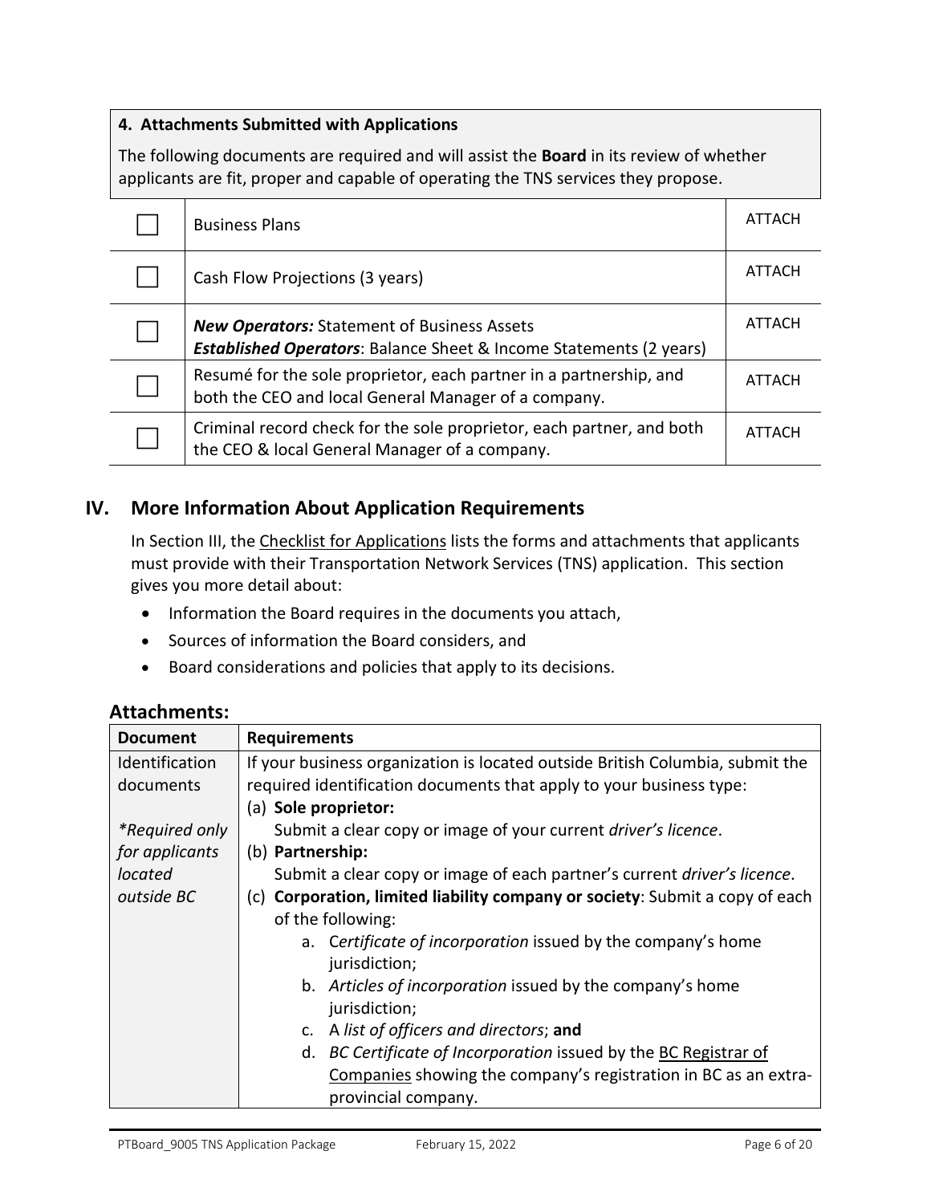**4. Attachments Submitted with Applications**

The following documents are required and will assist the **Board** in its review of whether applicants are fit, proper and capable of operating the TNS services they propose.

| | | |
|---|---|---|
| ☐ | Business Plans | ATTACH |
| ☐ | Cash Flow Projections (3 years) | ATTACH |
| ☐ | ***New Operators:*** Statement of Business Assets<br>***Established Operators***: Balance Sheet & Income Statements (2 years) | ATTACH |
| ☐ | Resumé for the sole proprietor, each partner in a partnership, and both the CEO and local General Manager of a company. | ATTACH |
| ☐ | Criminal record check for the sole proprietor, each partner, and both the CEO & local General Manager of a company. | ATTACH |

## IV. More Information About Application Requirements

In Section III, the Checklist for Applications lists the forms and attachments that applicants must provide with their Transportation Network Services (TNS) application. This section gives you more detail about:

- Information the Board requires in the documents you attach,
- Sources of information the Board considers, and
- Board considerations and policies that apply to its decisions.

### Attachments:

| Document | Requirements |
|---|---|
| Identification documents<br><br>*\*Required only for applicants located outside BC* | If your business organization is located outside British Columbia, submit the required identification documents that apply to your business type:<br>(a) **Sole proprietor:**<br>Submit a clear copy or image of your current *driver's licence*.<br>(b) **Partnership:**<br>Submit a clear copy or image of each partner's current *driver's licence*.<br>(c) **Corporation, limited liability company or society**: Submit a copy of each of the following:<br>a. *Certificate of incorporation* issued by the company's home jurisdiction;<br>b. *Articles of incorporation* issued by the company's home jurisdiction;<br>c. A *list of officers and directors*; **and**<br>d. *BC Certificate of Incorporation* issued by the BC Registrar of Companies showing the company's registration in BC as an extra-provincial company. |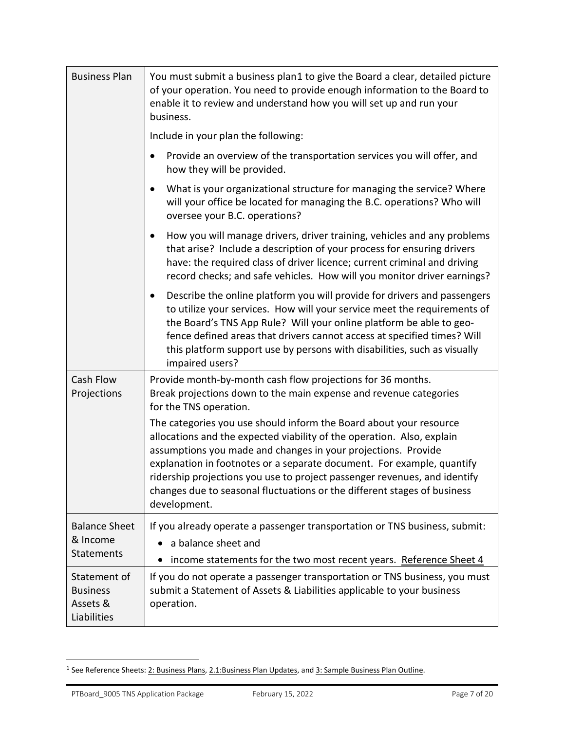| | |
|---|---|
| Business Plan | You must submit a business plan[1] to give the Board a clear, detailed picture of your operation. You need to provide enough information to the Board to enable it to review and understand how you will set up and run your business.<br><br>Include in your plan the following:<br><br>• Provide an overview of the transportation services you will offer, and how they will be provided.<br>• What is your organizational structure for managing the service? Where will your office be located for managing the B.C. operations? Who will oversee your B.C. operations?<br>• How you will manage drivers, driver training, vehicles and any problems that arise? Include a description of your process for ensuring drivers have: the required class of driver licence; current criminal and driving record checks; and safe vehicles. How will you monitor driver earnings?<br>• Describe the online platform you will provide for drivers and passengers to utilize your services. How will your service meet the requirements of the Board's TNS App Rule? Will your online platform be able to geo-fence defined areas that drivers cannot access at specified times? Will this platform support use by persons with disabilities, such as visually impaired users? |
| Cash Flow Projections | Provide month-by-month cash flow projections for 36 months. Break projections down to the main expense and revenue categories for the TNS operation.<br><br>The categories you use should inform the Board about your resource allocations and the expected viability of the operation. Also, explain assumptions you made and changes in your projections. Provide explanation in footnotes or a separate document. For example, quantify ridership projections you use to project passenger revenues, and identify changes due to seasonal fluctuations or the different stages of business development. |
| Balance Sheet & Income Statements | If you already operate a passenger transportation or TNS business, submit:<br>• a balance sheet and<br>• income statements for the two most recent years. Reference Sheet 4 |
| Statement of Business Assets & Liabilities | If you do not operate a passenger transportation or TNS business, you must submit a Statement of Assets & Liabilities applicable to your business operation. |

[1] See Reference Sheets: 2: Business Plans, 2.1:Business Plan Updates, and 3: Sample Business Plan Outline.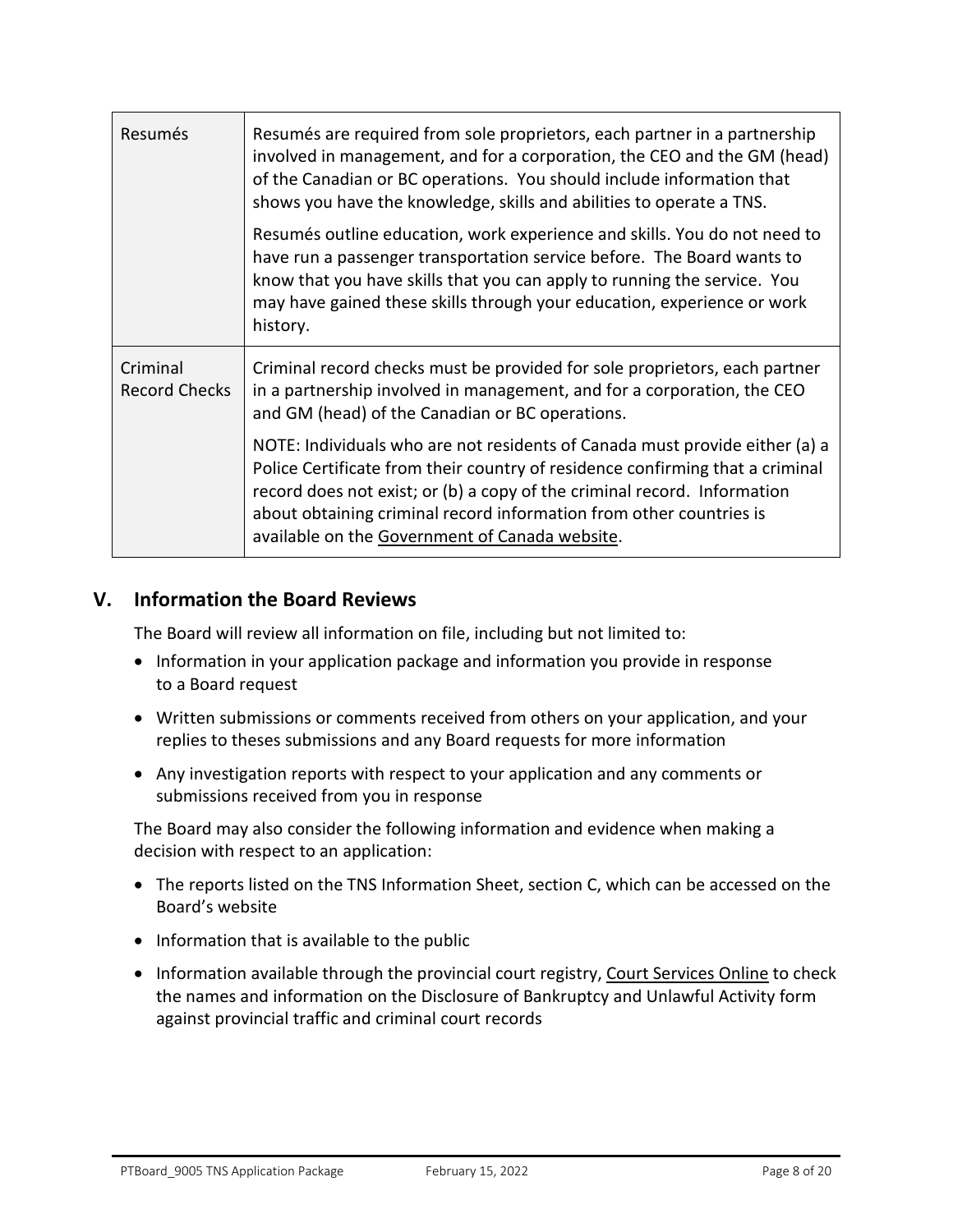| | |
|---|---|
| Resumés | Resumés are required from sole proprietors, each partner in a partnership involved in management, and for a corporation, the CEO and the GM (head) of the Canadian or BC operations. You should include information that shows you have the knowledge, skills and abilities to operate a TNS.<br><br>Resumés outline education, work experience and skills. You do not need to have run a passenger transportation service before. The Board wants to know that you have skills that you can apply to running the service. You may have gained these skills through your education, experience or work history. |
| Criminal Record Checks | Criminal record checks must be provided for sole proprietors, each partner in a partnership involved in management, and for a corporation, the CEO and GM (head) of the Canadian or BC operations.<br><br>NOTE: Individuals who are not residents of Canada must provide either (a) a Police Certificate from their country of residence confirming that a criminal record does not exist; or (b) a copy of the criminal record. Information about obtaining criminal record information from other countries is available on the Government of Canada website. |

## V. Information the Board Reviews

The Board will review all information on file, including but not limited to:

- Information in your application package and information you provide in response to a Board request
- Written submissions or comments received from others on your application, and your replies to theses submissions and any Board requests for more information
- Any investigation reports with respect to your application and any comments or submissions received from you in response

The Board may also consider the following information and evidence when making a decision with respect to an application:

- The reports listed on the TNS Information Sheet, section C, which can be accessed on the Board's website
- Information that is available to the public
- Information available through the provincial court registry, Court Services Online to check the names and information on the Disclosure of Bankruptcy and Unlawful Activity form against provincial traffic and criminal court records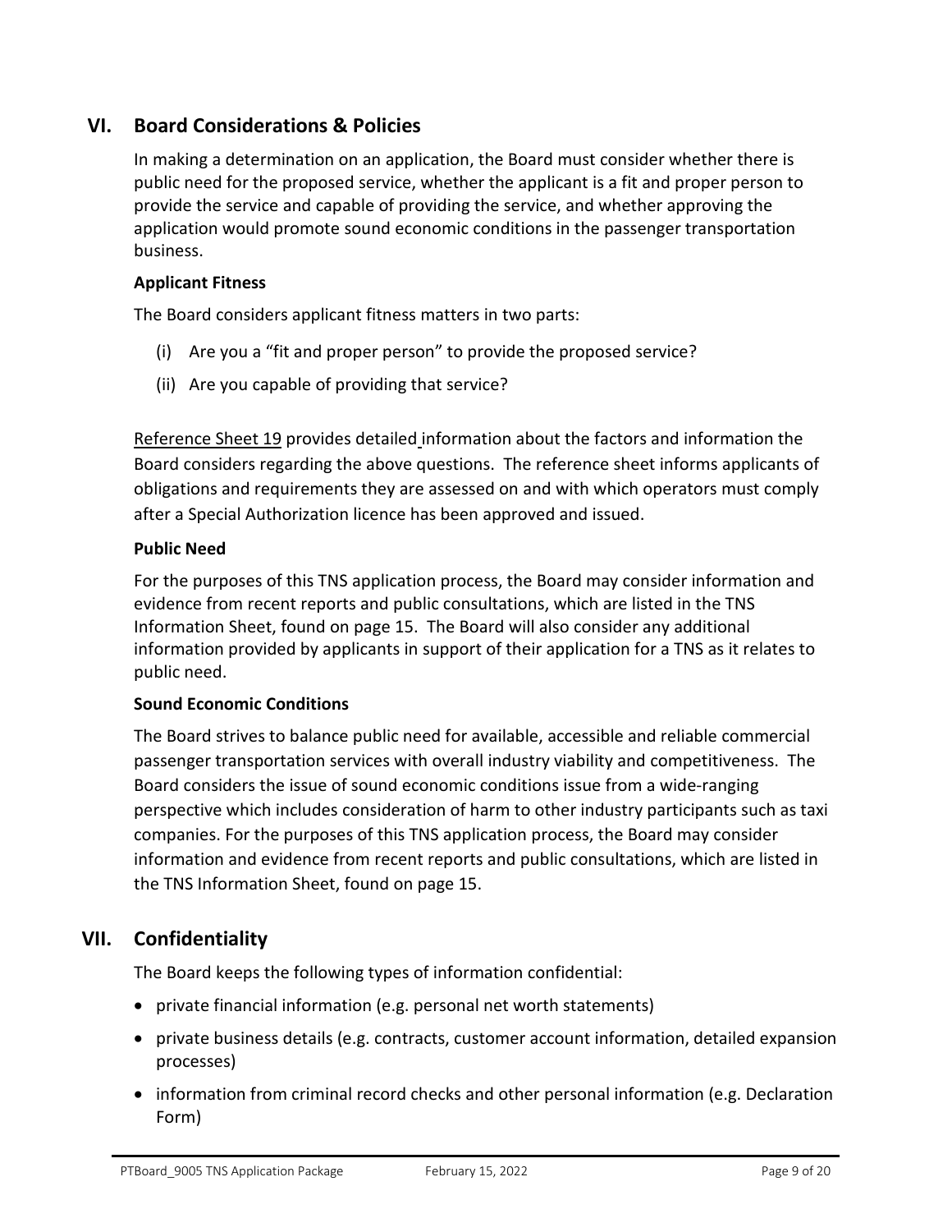## VI. Board Considerations & Policies

In making a determination on an application, the Board must consider whether there is public need for the proposed service, whether the applicant is a fit and proper person to provide the service and capable of providing the service, and whether approving the application would promote sound economic conditions in the passenger transportation business.

### Applicant Fitness

The Board considers applicant fitness matters in two parts:

(i) Are you a "fit and proper person" to provide the proposed service?

(ii) Are you capable of providing that service?

Reference Sheet 19 provides detailed information about the factors and information the Board considers regarding the above questions. The reference sheet informs applicants of obligations and requirements they are assessed on and with which operators must comply after a Special Authorization licence has been approved and issued.

### Public Need

For the purposes of this TNS application process, the Board may consider information and evidence from recent reports and public consultations, which are listed in the TNS Information Sheet, found on page 15. The Board will also consider any additional information provided by applicants in support of their application for a TNS as it relates to public need.

### Sound Economic Conditions

The Board strives to balance public need for available, accessible and reliable commercial passenger transportation services with overall industry viability and competitiveness. The Board considers the issue of sound economic conditions issue from a wide-ranging perspective which includes consideration of harm to other industry participants such as taxi companies. For the purposes of this TNS application process, the Board may consider information and evidence from recent reports and public consultations, which are listed in the TNS Information Sheet, found on page 15.

## VII. Confidentiality

The Board keeps the following types of information confidential:

- private financial information (e.g. personal net worth statements)
- private business details (e.g. contracts, customer account information, detailed expansion processes)
- information from criminal record checks and other personal information (e.g. Declaration Form)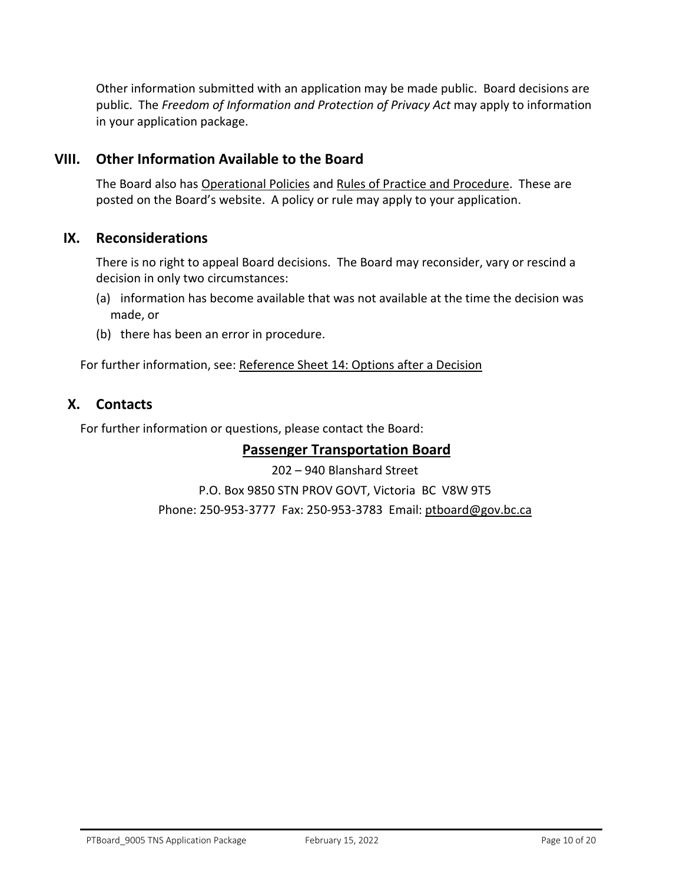Other information submitted with an application may be made public. Board decisions are public. The *Freedom of Information and Protection of Privacy Act* may apply to information in your application package.

## VIII. Other Information Available to the Board

The Board also has Operational Policies and Rules of Practice and Procedure. These are posted on the Board's website. A policy or rule may apply to your application.

## IX. Reconsiderations

There is no right to appeal Board decisions. The Board may reconsider, vary or rescind a decision in only two circumstances:

(a) information has become available that was not available at the time the decision was made, or

(b) there has been an error in procedure.

For further information, see: Reference Sheet 14: Options after a Decision

## X. Contacts

For further information or questions, please contact the Board:

**Passenger Transportation Board**

202 – 940 Blanshard Street

P.O. Box 9850 STN PROV GOVT, Victoria BC V8W 9T5

Phone: 250-953-3777 Fax: 250-953-3783 Email: ptboard@gov.bc.ca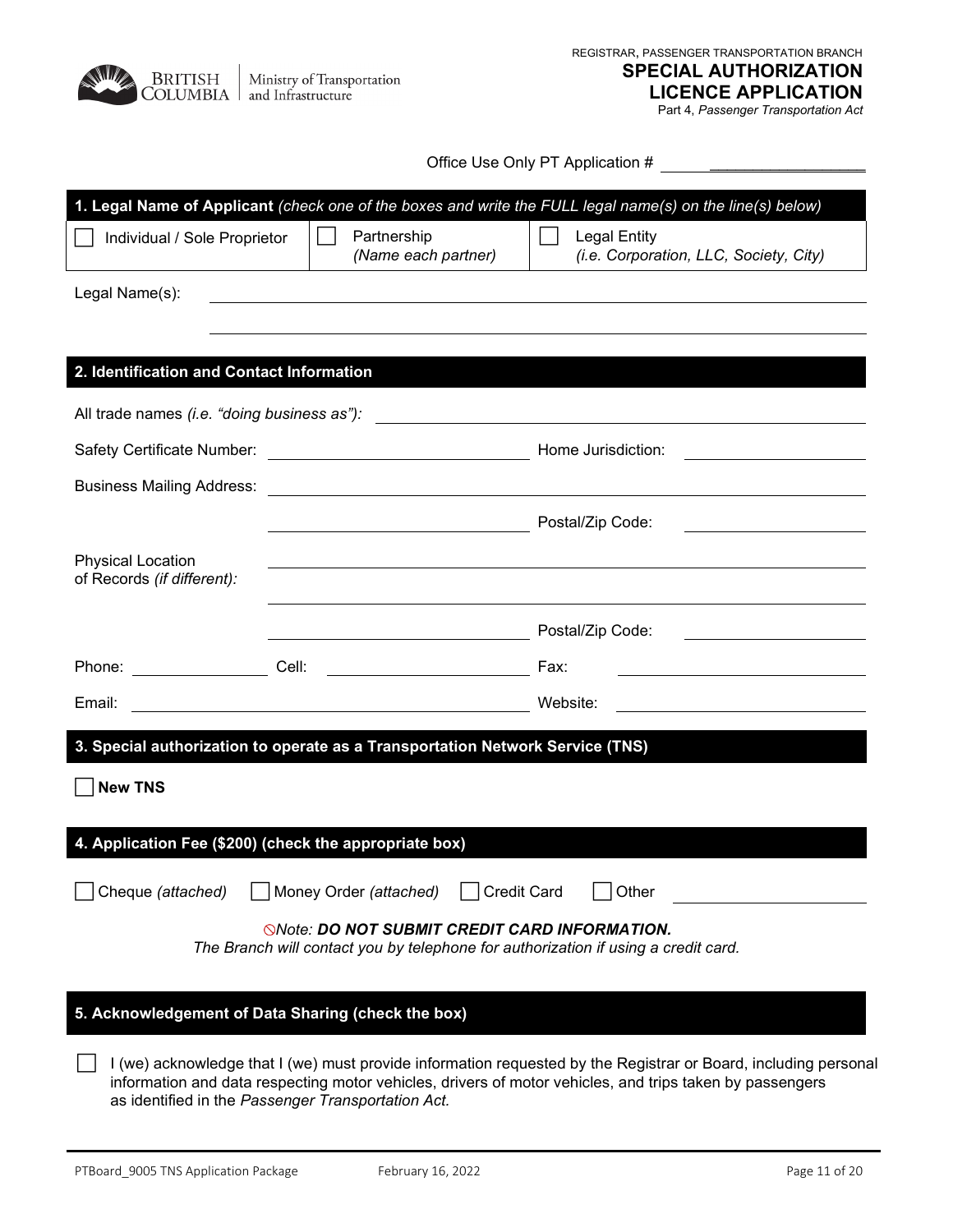British Columbia Ministry of Transportation and Infrastructure

REGISTRAR, PASSENGER TRANSPORTATION BRANCH

# SPECIAL AUTHORIZATION LICENCE APPLICATION

Part 4, *Passenger Transportation Act*

Office Use Only PT Application # ____________________

## 1. Legal Name of Applicant *(check one of the boxes and write the FULL legal name(s) on the line(s) below)*

| ☐ Individual / Sole Proprietor | ☐ Partnership *(Name each partner)* | ☐ Legal Entity *(i.e. Corporation, LLC, Society, City)* |
| --- | --- | --- |

Legal Name(s): ______________________________________________

______________________________________________

## 2. Identification and Contact Information

All trade names *(i.e. "doing business as")*: ______________________________

Safety Certificate Number: ____________________ Home Jurisdiction: ____________________

Business Mailing Address: ______________________________________________

____________________ Postal/Zip Code: ____________________

Physical Location of Records *(if different)*: ______________________________________________

______________________________________________

____________________ Postal/Zip Code: ____________________

Phone: ____________ Cell: ____________________ Fax: ____________________

Email: ______________________________ Website: ____________________

## 3. Special authorization to operate as a Transportation Network Service (TNS)

☐ **New TNS**

## 4. Application Fee ($200) (check the appropriate box)

☐ Cheque *(attached)* ☐ Money Order *(attached)* ☐ Credit Card ☐ Other ____________________

⃠*Note:* ***DO NOT SUBMIT CREDIT CARD INFORMATION.***
*The Branch will contact you by telephone for authorization if using a credit card.*

## 5. Acknowledgement of Data Sharing (check the box)

☐ I (we) acknowledge that I (we) must provide information requested by the Registrar or Board, including personal information and data respecting motor vehicles, drivers of motor vehicles, and trips taken by passengers as identified in the *Passenger Transportation Act.*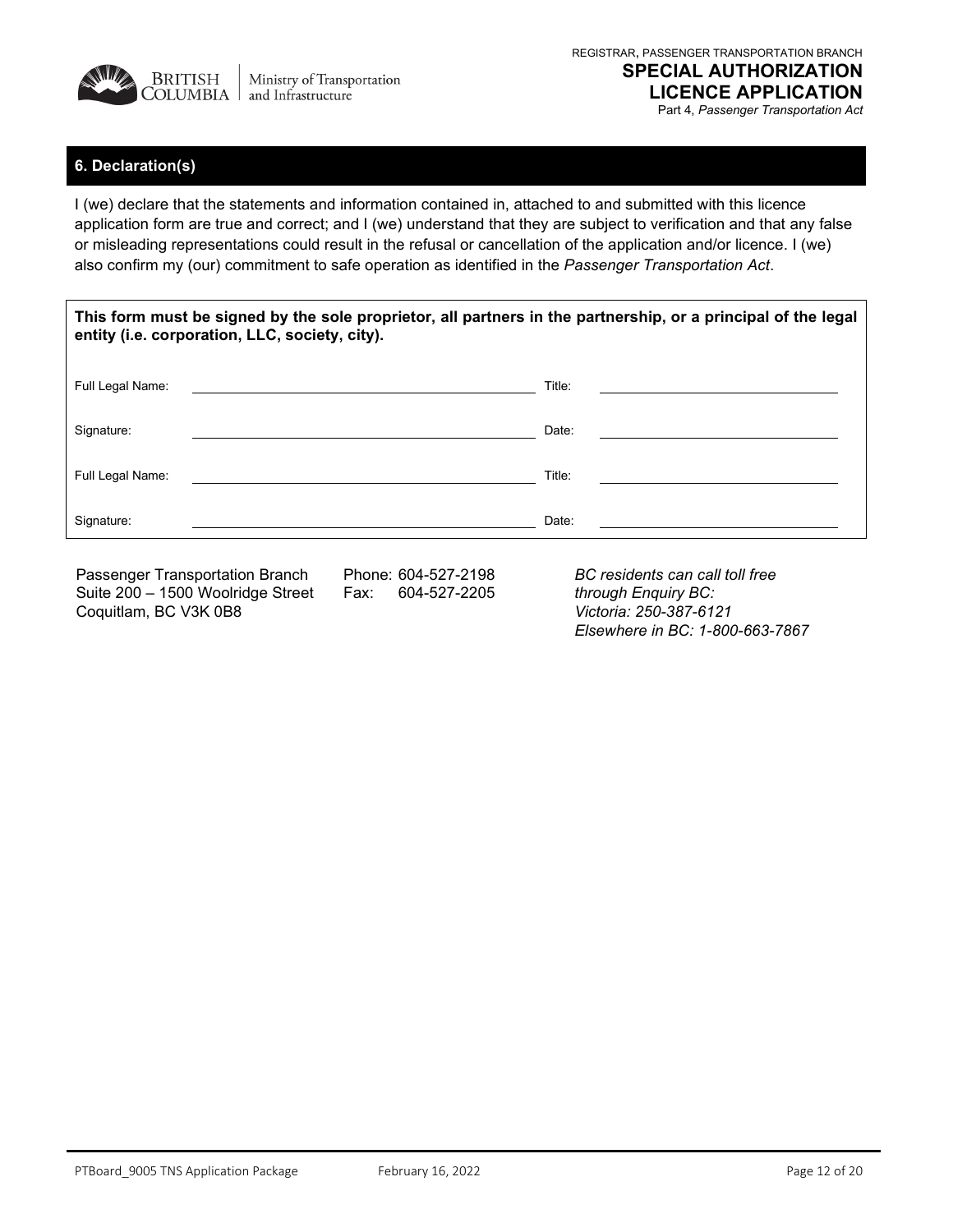## 6. Declaration(s)

I (we) declare that the statements and information contained in, attached to and submitted with this licence application form are true and correct; and I (we) understand that they are subject to verification and that any false or misleading representations could result in the refusal or cancellation of the application and/or licence. I (we) also confirm my (our) commitment to safe operation as identified in the *Passenger Transportation Act*.

**This form must be signed by the sole proprietor, all partners in the partnership, or a principal of the legal entity (i.e. corporation, LLC, society, city).**

| | | | |
|---|---|---|---|
| Full Legal Name: | | Title: | |
| Signature: | | Date: | |
| Full Legal Name: | | Title: | |
| Signature: | | Date: | |

Passenger Transportation Branch
Suite 200 – 1500 Woolridge Street
Coquitlam, BC V3K 0B8

Phone: 604-527-2198
Fax: 604-527-2205

*BC residents can call toll free through Enquiry BC:*
*Victoria: 250-387-6121*
*Elsewhere in BC: 1-800-663-7867*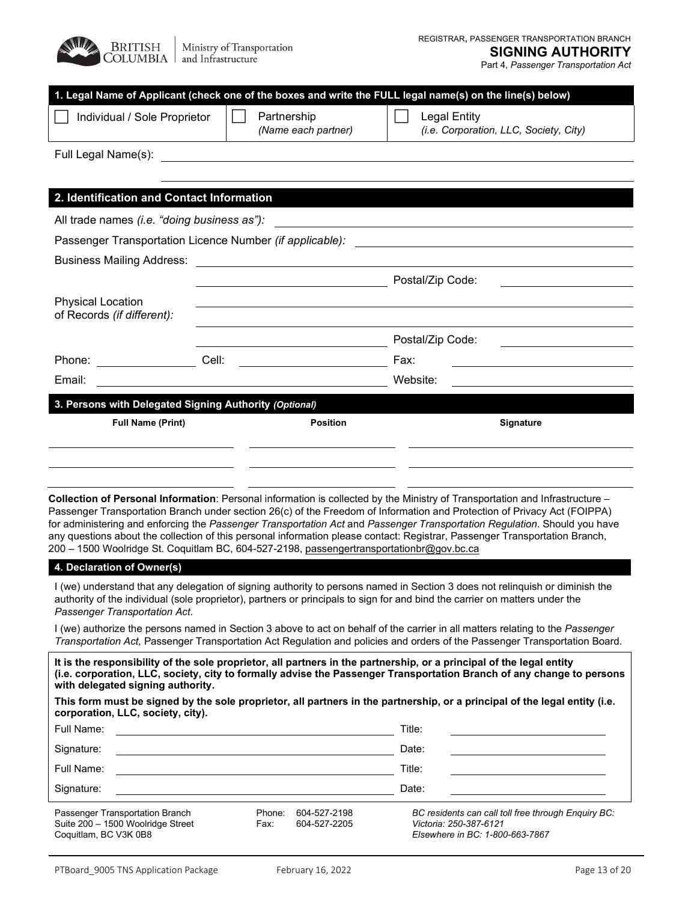BRITISH COLUMBIA | Ministry of Transportation and Infrastructure

REGISTRAR, PASSENGER TRANSPORTATION BRANCH

# SIGNING AUTHORITY

Part 4, *Passenger Transportation Act*

## 1. Legal Name of Applicant (check one of the boxes and write the FULL legal name(s) on the line(s) below)

| ☐ Individual / Sole Proprietor | ☐ Partnership *(Name each partner)* | ☐ Legal Entity *(i.e. Corporation, LLC, Society, City)* |
|---|---|---|

Full Legal Name(s): ______________________________

______________________________

## 2. Identification and Contact Information

All trade names *(i.e. "doing business as")*: ______________________________

Passenger Transportation Licence Number *(if applicable)*: ______________________________

Business Mailing Address: ______________________________

______________________________ Postal/Zip Code: ______________

Physical Location of Records *(if different)*: ______________________________

______________________________ Postal/Zip Code: ______________

Phone: ______________ Cell: ______________ Fax: ______________

Email: ______________________________ Website: ______________

## 3. Persons with Delegated Signing Authority *(Optional)*

| Full Name (Print) | Position | Signature |
|---|---|---|
| | | |
| | | |
| | | |

**Collection of Personal Information**: Personal information is collected by the Ministry of Transportation and Infrastructure – Passenger Transportation Branch under section 26(c) of the Freedom of Information and Protection of Privacy Act (FOIPPA) for administering and enforcing the *Passenger Transportation Act* and *Passenger Transportation Regulation*. Should you have any questions about the collection of this personal information please contact: Registrar, Passenger Transportation Branch, 200 – 1500 Woolridge St. Coquitlam BC, 604-527-2198, passengertransportationbr@gov.bc.ca

## 4. Declaration of Owner(s)

I (we) understand that any delegation of signing authority to persons named in Section 3 does not relinquish or diminish the authority of the individual (sole proprietor), partners or principals to sign for and bind the carrier on matters under the *Passenger Transportation Act*.

I (we) authorize the persons named in Section 3 above to act on behalf of the carrier in all matters relating to the *Passenger Transportation Act,* Passenger Transportation Act Regulation and policies and orders of the Passenger Transportation Board.

**It is the responsibility of the sole proprietor, all partners in the partnership, or a principal of the legal entity (i.e. corporation, LLC, society, city to formally advise the Passenger Transportation Branch of any change to persons with delegated signing authority.**

**This form must be signed by the sole proprietor, all partners in the partnership, or a principal of the legal entity (i.e. corporation, LLC, society, city).**

Full Name: ______________________________ Title: ______________

Signature: ______________________________ Date: ______________

Full Name: ______________________________ Title: ______________

Signature: ______________________________ Date: ______________

Passenger Transportation Branch
Suite 200 – 1500 Woolridge Street
Coquitlam, BC V3K 0B8

Phone: 604-527-2198
Fax: 604-527-2205

*BC residents can call toll free through Enquiry BC:*
*Victoria: 250-387-6121*
*Elsewhere in BC: 1-800-663-7867*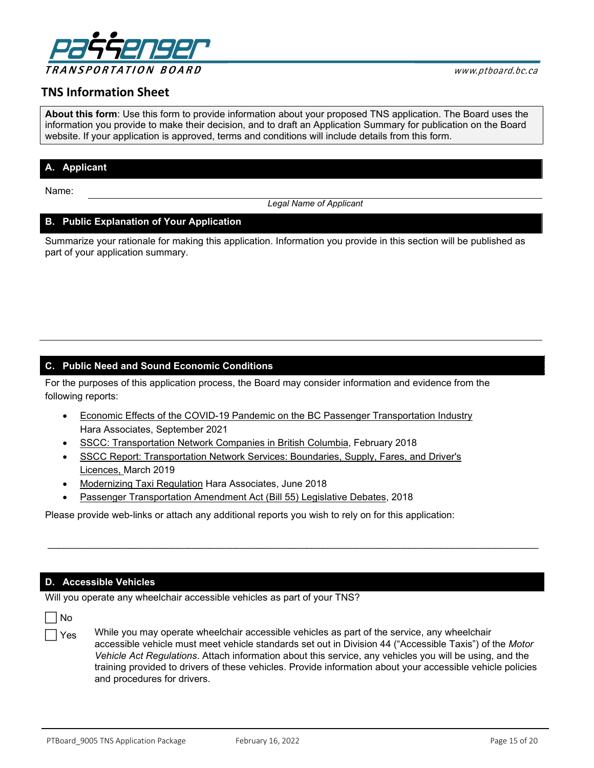# TNS Information Sheet

> **About this form**: Use this form to provide information about your proposed TNS application. The Board uses the information you provide to make their decision, and to draft an Application Summary for publication on the Board website. If your application is approved, terms and conditions will include details from this form.

## A. Applicant

Name: ______________________________

*Legal Name of Applicant*

## B. Public Explanation of Your Application

Summarize your rationale for making this application. Information you provide in this section will be published as part of your application summary.

## C. Public Need and Sound Economic Conditions

For the purposes of this application process, the Board may consider information and evidence from the following reports:

- Economic Effects of the COVID-19 Pandemic on the BC Passenger Transportation Industry Hara Associates, September 2021
- SSCC: Transportation Network Companies in British Columbia, February 2018
- SSCC Report: Transportation Network Services: Boundaries, Supply, Fares, and Driver's Licences, March 2019
- Modernizing Taxi Regulation Hara Associates, June 2018
- Passenger Transportation Amendment Act (Bill 55) Legislative Debates, 2018

Please provide web-links or attach any additional reports you wish to rely on for this application:

______________________________

## D. Accessible Vehicles

Will you operate any wheelchair accessible vehicles as part of your TNS?

☐ No

☐ Yes — While you may operate wheelchair accessible vehicles as part of the service, any wheelchair accessible vehicle must meet vehicle standards set out in Division 44 ("Accessible Taxis") of the *Motor Vehicle Act Regulations*. Attach information about this service, any vehicles you will be using, and the training provided to drivers of these vehicles. Provide information about your accessible vehicle policies and procedures for drivers.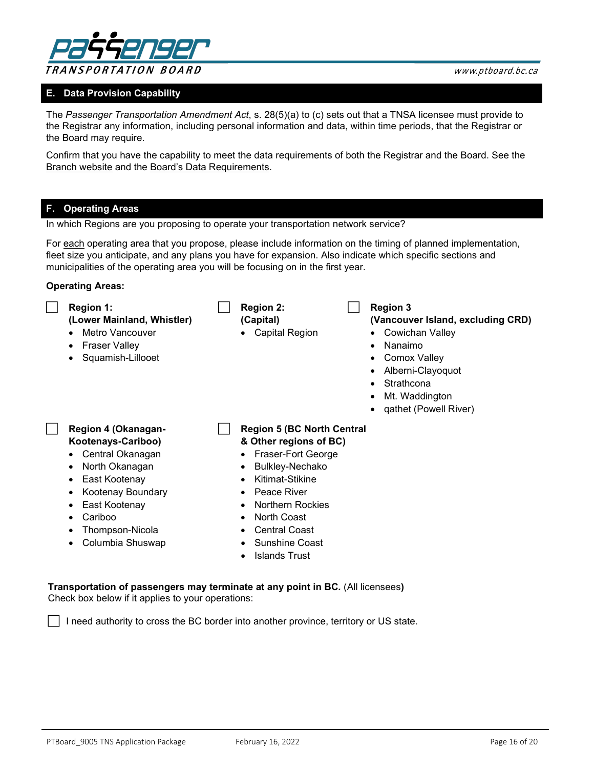## E. Data Provision Capability

The *Passenger Transportation Amendment Act*, s. 28(5)(a) to (c) sets out that a TNSA licensee must provide to the Registrar any information, including personal information and data, within time periods, that the Registrar or the Board may require.

Confirm that you have the capability to meet the data requirements of both the Registrar and the Board. See the Branch website and the Board's Data Requirements.

## F. Operating Areas

In which Regions are you proposing to operate your transportation network service?

For each operating area that you propose, please include information on the timing of planned implementation, fleet size you anticipate, and any plans you have for expansion. Also indicate which specific sections and municipalities of the operating area you will be focusing on in the first year.

**Operating Areas:**

☐ **Region 1: (Lower Mainland, Whistler)**
- Metro Vancouver
- Fraser Valley
- Squamish-Lillooet

☐ **Region 2: (Capital)**
- Capital Region

☐ **Region 3 (Vancouver Island, excluding CRD)**
- Cowichan Valley
- Nanaimo
- Comox Valley
- Alberni-Clayoquot
- Strathcona
- Mt. Waddington
- qathet (Powell River)

☐ **Region 4 (Okanagan-Kootenays-Cariboo)**
- Central Okanagan
- North Okanagan
- East Kootenay
- Kootenay Boundary
- East Kootenay
- Cariboo
- Thompson-Nicola
- Columbia Shuswap

☐ **Region 5 (BC North Central & Other regions of BC)**
- Fraser-Fort George
- Bulkley-Nechako
- Kitimat-Stikine
- Peace River
- Northern Rockies
- North Coast
- Central Coast
- Sunshine Coast
- Islands Trust

**Transportation of passengers may terminate at any point in BC.** (All licensees**)**
Check box below if it applies to your operations:

☐ I need authority to cross the BC border into another province, territory or US state.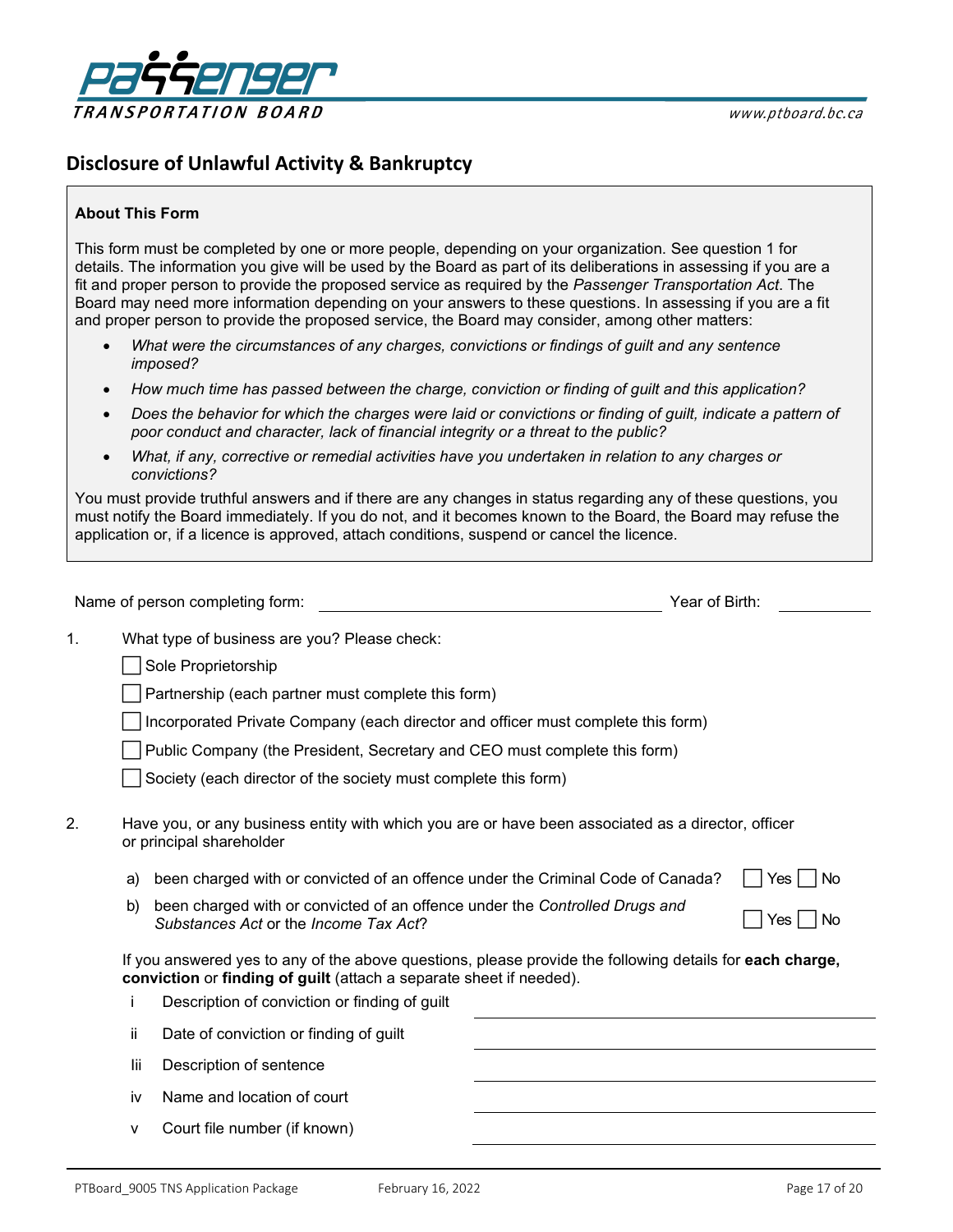## Disclosure of Unlawful Activity & Bankruptcy

**About This Form**

This form must be completed by one or more people, depending on your organization. See question 1 for details. The information you give will be used by the Board as part of its deliberations in assessing if you are a fit and proper person to provide the proposed service as required by the *Passenger Transportation Act*. The Board may need more information depending on your answers to these questions. In assessing if you are a fit and proper person to provide the proposed service, the Board may consider, among other matters:

- *What were the circumstances of any charges, convictions or findings of guilt and any sentence imposed?*
- *How much time has passed between the charge, conviction or finding of guilt and this application?*
- *Does the behavior for which the charges were laid or convictions or finding of guilt, indicate a pattern of poor conduct and character, lack of financial integrity or a threat to the public?*
- *What, if any, corrective or remedial activities have you undertaken in relation to any charges or convictions?*

You must provide truthful answers and if there are any changes in status regarding any of these questions, you must notify the Board immediately. If you do not, and it becomes known to the Board, the Board may refuse the application or, if a licence is approved, attach conditions, suspend or cancel the licence.

Name of person completing form: ______________________ Year of Birth: __________

1. What type of business are you? Please check:

   ☐ Sole Proprietorship

   ☐ Partnership (each partner must complete this form)

   ☐ Incorporated Private Company (each director and officer must complete this form)

   ☐ Public Company (the President, Secretary and CEO must complete this form)

   ☐ Society (each director of the society must complete this form)

2. Have you, or any business entity with which you are or have been associated as a director, officer or principal shareholder

   a) been charged with or convicted of an offence under the Criminal Code of Canada? ☐ Yes ☐ No

   b) been charged with or convicted of an offence under the *Controlled Drugs and Substances Act* or the *Income Tax Act*? ☐ Yes ☐ No

   If you answered yes to any of the above questions, please provide the following details for **each charge, conviction** or **finding of guilt** (attach a separate sheet if needed).

   i Description of conviction or finding of guilt ______________________

   ii Date of conviction or finding of guilt ______________________

   Iii Description of sentence ______________________

   iv Name and location of court ______________________

   v Court file number (if known) ______________________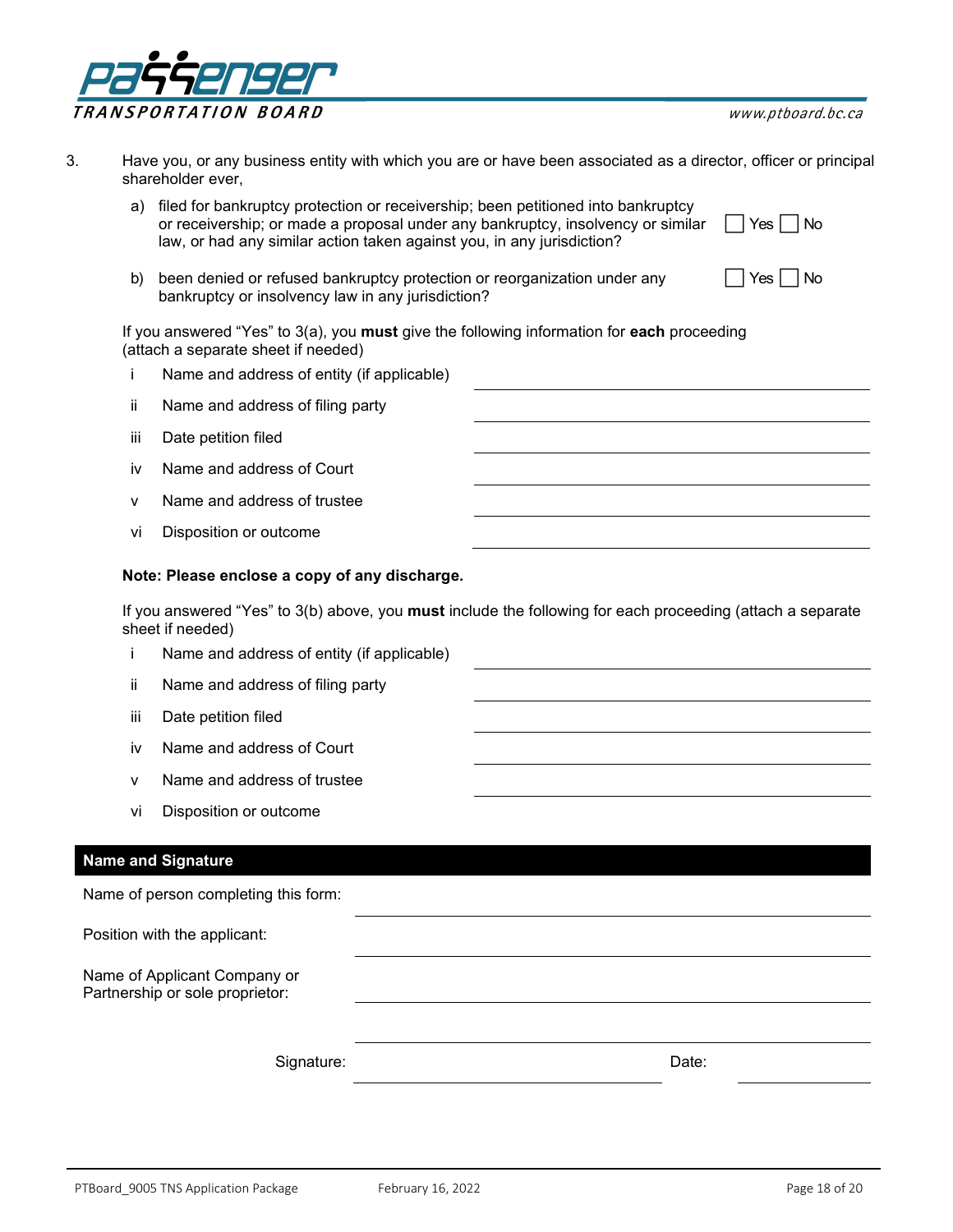3. Have you, or any business entity with which you are or have been associated as a director, officer or principal shareholder ever,

   a) filed for bankruptcy protection or receivership; been petitioned into bankruptcy or receivership; or made a proposal under any bankruptcy, insolvency or similar law, or had any similar action taken against you, in any jurisdiction? ☐ Yes ☐ No

   b) been denied or refused bankruptcy protection or reorganization under any bankruptcy or insolvency law in any jurisdiction? ☐ Yes ☐ No

   If you answered "Yes" to 3(a), you **must** give the following information for **each** proceeding (attach a separate sheet if needed)

   i Name and address of entity (if applicable) \_\_\_\_\_\_\_\_\_\_\_\_\_\_\_\_\_\_\_\_

   ii Name and address of filing party \_\_\_\_\_\_\_\_\_\_\_\_\_\_\_\_\_\_\_\_

   iii Date petition filed \_\_\_\_\_\_\_\_\_\_\_\_\_\_\_\_\_\_\_\_

   iv Name and address of Court \_\_\_\_\_\_\_\_\_\_\_\_\_\_\_\_\_\_\_\_

   v Name and address of trustee \_\_\_\_\_\_\_\_\_\_\_\_\_\_\_\_\_\_\_\_

   vi Disposition or outcome \_\_\_\_\_\_\_\_\_\_\_\_\_\_\_\_\_\_\_\_

   **Note: Please enclose a copy of any discharge.**

   If you answered "Yes" to 3(b) above, you **must** include the following for each proceeding (attach a separate sheet if needed)

   i Name and address of entity (if applicable) \_\_\_\_\_\_\_\_\_\_\_\_\_\_\_\_\_\_\_\_

   ii Name and address of filing party \_\_\_\_\_\_\_\_\_\_\_\_\_\_\_\_\_\_\_\_

   iii Date petition filed \_\_\_\_\_\_\_\_\_\_\_\_\_\_\_\_\_\_\_\_

   iv Name and address of Court \_\_\_\_\_\_\_\_\_\_\_\_\_\_\_\_\_\_\_\_

   v Name and address of trustee \_\_\_\_\_\_\_\_\_\_\_\_\_\_\_\_\_\_\_\_

   vi Disposition or outcome

## Name and Signature

Name of person completing this form: \_\_\_\_\_\_\_\_\_\_\_\_\_\_\_\_\_\_\_\_

Position with the applicant: \_\_\_\_\_\_\_\_\_\_\_\_\_\_\_\_\_\_\_\_

Name of Applicant Company or Partnership or sole proprietor: \_\_\_\_\_\_\_\_\_\_\_\_\_\_\_\_\_\_\_\_

Signature: \_\_\_\_\_\_\_\_\_\_\_\_\_\_\_\_\_\_\_\_ Date: \_\_\_\_\_\_\_\_\_\_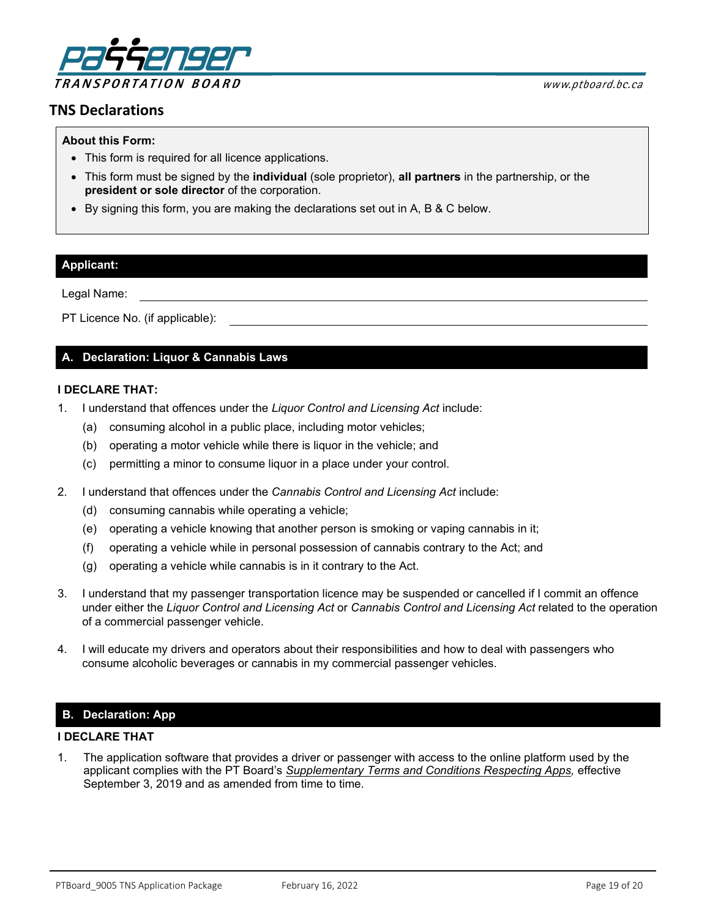# TNS Declarations

**About this Form:**

- This form is required for all licence applications.
- This form must be signed by the **individual** (sole proprietor), **all partners** in the partnership, or the **president or sole director** of the corporation.
- By signing this form, you are making the declarations set out in A, B & C below.

## Applicant:

Legal Name: ______________________________

PT Licence No. (if applicable): ______________________________

## A. Declaration: Liquor & Cannabis Laws

**I DECLARE THAT:**

1. I understand that offences under the *Liquor Control and Licensing Act* include:
   (a) consuming alcohol in a public place, including motor vehicles;
   (b) operating a motor vehicle while there is liquor in the vehicle; and
   (c) permitting a minor to consume liquor in a place under your control.

2. I understand that offences under the *Cannabis Control and Licensing Act* include:
   (d) consuming cannabis while operating a vehicle;
   (e) operating a vehicle knowing that another person is smoking or vaping cannabis in it;
   (f) operating a vehicle while in personal possession of cannabis contrary to the Act; and
   (g) operating a vehicle while cannabis is in it contrary to the Act.

3. I understand that my passenger transportation licence may be suspended or cancelled if I commit an offence under either the *Liquor Control and Licensing Act* or *Cannabis Control and Licensing Act* related to the operation of a commercial passenger vehicle.

4. I will educate my drivers and operators about their responsibilities and how to deal with passengers who consume alcoholic beverages or cannabis in my commercial passenger vehicles.

## B. Declaration: App

**I DECLARE THAT**

1. The application software that provides a driver or passenger with access to the online platform used by the applicant complies with the PT Board's *Supplementary Terms and Conditions Respecting Apps,* effective September 3, 2019 and as amended from time to time.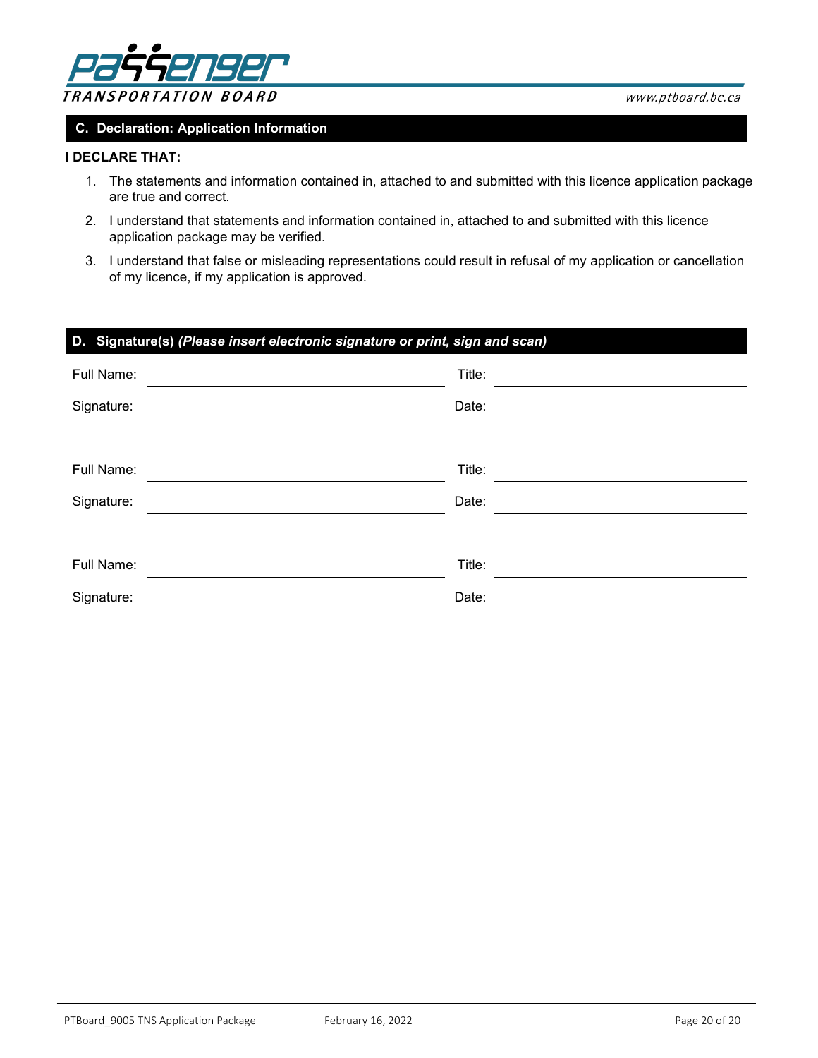## C. Declaration: Application Information

**I DECLARE THAT:**

1. The statements and information contained in, attached to and submitted with this licence application package are true and correct.
2. I understand that statements and information contained in, attached to and submitted with this licence application package may be verified.
3. I understand that false or misleading representations could result in refusal of my application or cancellation of my licence, if my application is approved.

## D. Signature(s) *(Please insert electronic signature or print, sign and scan)*

| | | | |
|---|---|---|---|
| Full Name: | | Title: | |
| Signature: | | Date: | |

| | | | |
|---|---|---|---|
| Full Name: | | Title: | |
| Signature: | | Date: | |

| | | | |
|---|---|---|---|
| Full Name: | | Title: | |
| Signature: | | Date: | |